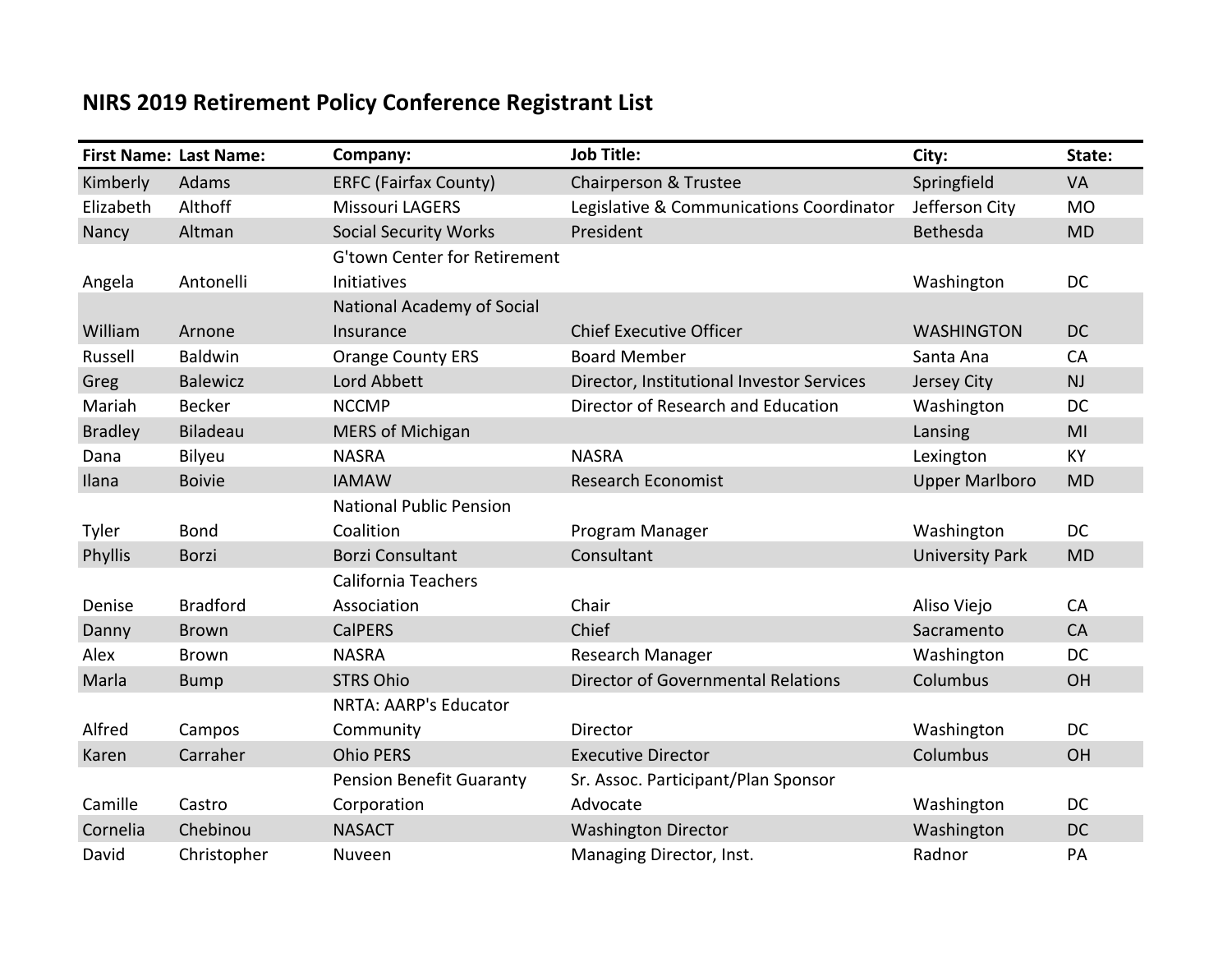# NIRS 2019 Retirement Policy Conference Registrant List

| First Name: | Last Name: | Company: | Job Title: | City: | State: |
|---|---|---|---|---|---|
| Kimberly | Adams | ERFC (Fairfax County) | Chairperson & Trustee | Springfield | VA |
| Elizabeth | Althoff | Missouri LAGERS | Legislative & Communications Coordinator | Jefferson City | MO |
| Nancy | Altman | Social Security Works | President | Bethesda | MD |
| Angela | Antonelli | G'town Center for Retirement Initiatives | | Washington | DC |
| William | Arnone | National Academy of Social Insurance | Chief Executive Officer | WASHINGTON | DC |
| Russell | Baldwin | Orange County ERS | Board Member | Santa Ana | CA |
| Greg | Balewicz | Lord Abbett | Director, Institutional Investor Services | Jersey City | NJ |
| Mariah | Becker | NCCMP | Director of Research and Education | Washington | DC |
| Bradley | Biladeau | MERS of Michigan | | Lansing | MI |
| Dana | Bilyeu | NASRA | NASRA | Lexington | KY |
| Ilana | Boivie | IAMAW | Research Economist | Upper Marlboro | MD |
| Tyler | Bond | National Public Pension Coalition | Program Manager | Washington | DC |
| Phyllis | Borzi | Borzi Consultant | Consultant | University Park | MD |
| Denise | Bradford | California Teachers Association | Chair | Aliso Viejo | CA |
| Danny | Brown | CalPERS | Chief | Sacramento | CA |
| Alex | Brown | NASRA | Research Manager | Washington | DC |
| Marla | Bump | STRS Ohio | Director of Governmental Relations | Columbus | OH |
| Alfred | Campos | NRTA: AARP's Educator Community | Director | Washington | DC |
| Karen | Carraher | Ohio PERS | Executive Director | Columbus | OH |
| Camille | Castro | Pension Benefit Guaranty Corporation | Sr. Assoc. Participant/Plan Sponsor Advocate | Washington | DC |
| Cornelia | Chebinou | NASACT | Washington Director | Washington | DC |
| David | Christopher | Nuveen | Managing Director, Inst. | Radnor | PA |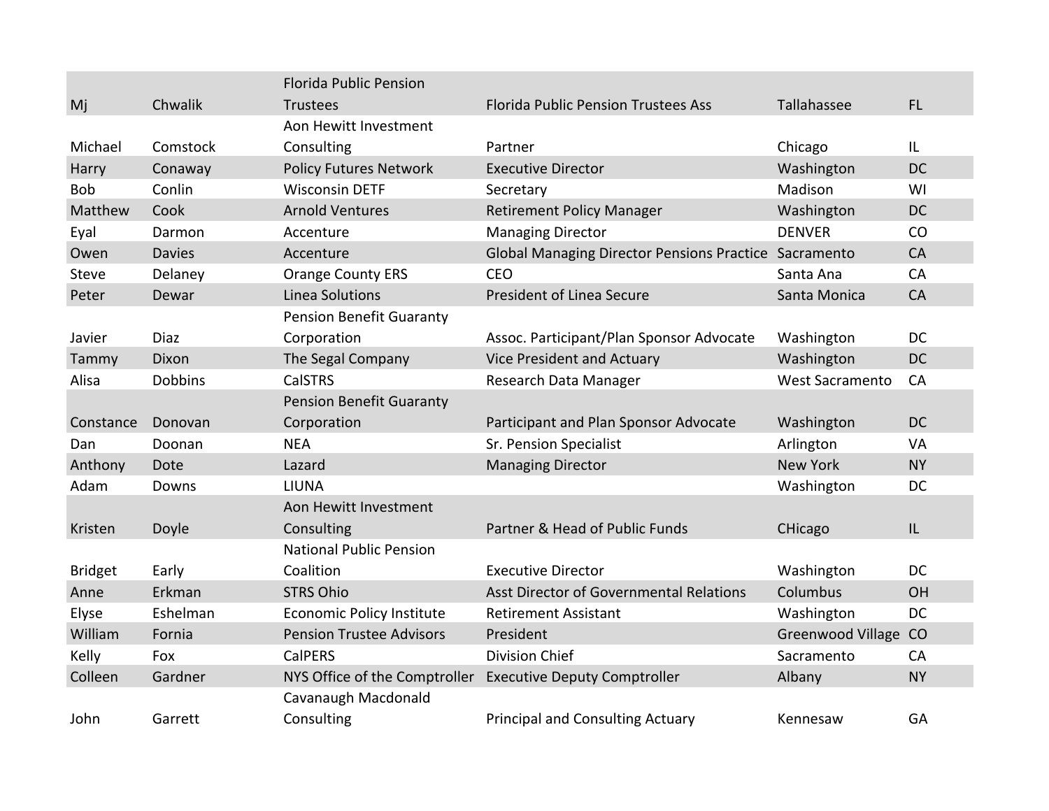| | | | | | |
|---|---|---|---|---|---|
| Mj | Chwalik | Florida Public Pension Trustees | Florida Public Pension Trustees Ass | Tallahassee | FL |
| Michael | Comstock | Aon Hewitt Investment Consulting | Partner | Chicago | IL |
| Harry | Conaway | Policy Futures Network | Executive Director | Washington | DC |
| Bob | Conlin | Wisconsin DETF | Secretary | Madison | WI |
| Matthew | Cook | Arnold Ventures | Retirement Policy Manager | Washington | DC |
| Eyal | Darmon | Accenture | Managing Director | DENVER | CO |
| Owen | Davies | Accenture | Global Managing Director Pensions Practice | Sacramento | CA |
| Steve | Delaney | Orange County ERS | CEO | Santa Ana | CA |
| Peter | Dewar | Linea Solutions | President of Linea Secure | Santa Monica | CA |
| Javier | Diaz | Pension Benefit Guaranty Corporation | Assoc. Participant/Plan Sponsor Advocate | Washington | DC |
| Tammy | Dixon | The Segal Company | Vice President and Actuary | Washington | DC |
| Alisa | Dobbins | CalSTRS | Research Data Manager | West Sacramento | CA |
| Constance | Donovan | Pension Benefit Guaranty Corporation | Participant and Plan Sponsor Advocate | Washington | DC |
| Dan | Doonan | NEA | Sr. Pension Specialist | Arlington | VA |
| Anthony | Dote | Lazard | Managing Director | New York | NY |
| Adam | Downs | LIUNA | | Washington | DC |
| Kristen | Doyle | Aon Hewitt Investment Consulting | Partner & Head of Public Funds | CHicago | IL |
| Bridget | Early | National Public Pension Coalition | Executive Director | Washington | DC |
| Anne | Erkman | STRS Ohio | Asst Director of Governmental Relations | Columbus | OH |
| Elyse | Eshelman | Economic Policy Institute | Retirement Assistant | Washington | DC |
| William | Fornia | Pension Trustee Advisors | President | Greenwood Village | CO |
| Kelly | Fox | CalPERS | Division Chief | Sacramento | CA |
| Colleen | Gardner | NYS Office of the Comptroller | Executive Deputy Comptroller | Albany | NY |
| John | Garrett | Cavanaugh Macdonald Consulting | Principal and Consulting Actuary | Kennesaw | GA |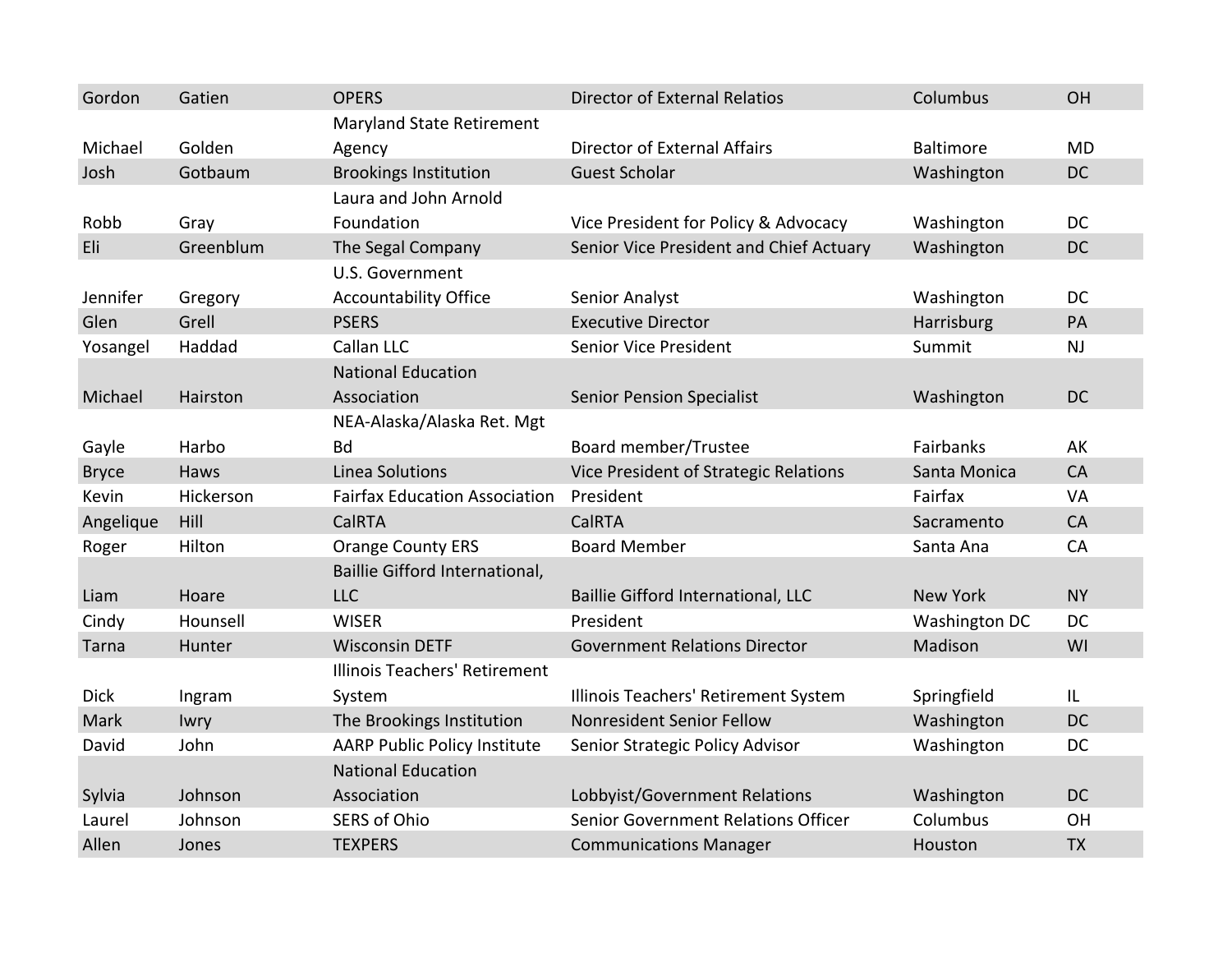| | | | | | |
|---|---|---|---|---|---|
| Gordon | Gatien | OPERS | Director of External Relatios | Columbus | OH |
| Michael | Golden | Maryland State Retirement Agency | Director of External Affairs | Baltimore | MD |
| Josh | Gotbaum | Brookings Institution | Guest Scholar | Washington | DC |
| Robb | Gray | Laura and John Arnold Foundation | Vice President for Policy & Advocacy | Washington | DC |
| Eli | Greenblum | The Segal Company | Senior Vice President and Chief Actuary | Washington | DC |
| Jennifer | Gregory | U.S. Government Accountability Office | Senior Analyst | Washington | DC |
| Glen | Grell | PSERS | Executive Director | Harrisburg | PA |
| Yosangel | Haddad | Callan LLC | Senior Vice President | Summit | NJ |
| Michael | Hairston | National Education Association | Senior Pension Specialist | Washington | DC |
| Gayle | Harbo | NEA-Alaska/Alaska Ret. Mgt Bd | Board member/Trustee | Fairbanks | AK |
| Bryce | Haws | Linea Solutions | Vice President of Strategic Relations | Santa Monica | CA |
| Kevin | Hickerson | Fairfax Education Association | President | Fairfax | VA |
| Angelique | Hill | CalRTA | CalRTA | Sacramento | CA |
| Roger | Hilton | Orange County ERS | Board Member | Santa Ana | CA |
| Liam | Hoare | Baillie Gifford International, LLC | Baillie Gifford International, LLC | New York | NY |
| Cindy | Hounsell | WISER | President | Washington DC | DC |
| Tarna | Hunter | Wisconsin DETF | Government Relations Director | Madison | WI |
| Dick | Ingram | Illinois Teachers' Retirement System | Illinois Teachers' Retirement System | Springfield | IL |
| Mark | Iwry | The Brookings Institution | Nonresident Senior Fellow | Washington | DC |
| David | John | AARP Public Policy Institute | Senior Strategic Policy Advisor | Washington | DC |
| Sylvia | Johnson | National Education Association | Lobbyist/Government Relations | Washington | DC |
| Laurel | Johnson | SERS of Ohio | Senior Government Relations Officer | Columbus | OH |
| Allen | Jones | TEXPERS | Communications Manager | Houston | TX |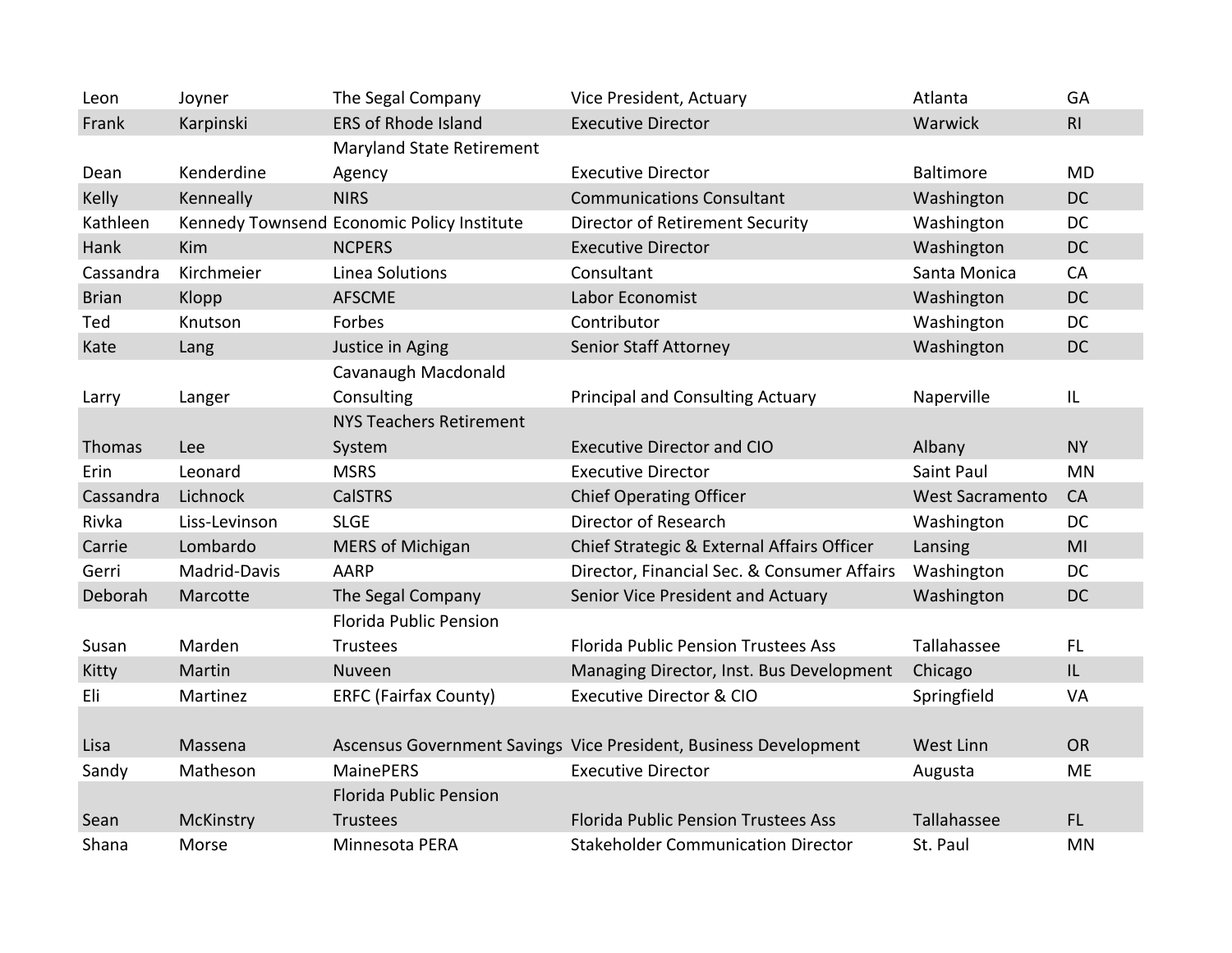| | | | | | |
|---|---|---|---|---|---|
| Leon | Joyner | The Segal Company | Vice President, Actuary | Atlanta | GA |
| Frank | Karpinski | ERS of Rhode Island | Executive Director | Warwick | RI |
| Dean | Kenderdine | Maryland State Retirement Agency | Executive Director | Baltimore | MD |
| Kelly | Kenneally | NIRS | Communications Consultant | Washington | DC |
| Kathleen | Kennedy Townsend | Economic Policy Institute | Director of Retirement Security | Washington | DC |
| Hank | Kim | NCPERS | Executive Director | Washington | DC |
| Cassandra | Kirchmeier | Linea Solutions | Consultant | Santa Monica | CA |
| Brian | Klopp | AFSCME | Labor Economist | Washington | DC |
| Ted | Knutson | Forbes | Contributor | Washington | DC |
| Kate | Lang | Justice in Aging | Senior Staff Attorney | Washington | DC |
| Larry | Langer | Cavanaugh Macdonald Consulting | Principal and Consulting Actuary | Naperville | IL |
| Thomas | Lee | NYS Teachers Retirement System | Executive Director and CIO | Albany | NY |
| Erin | Leonard | MSRS | Executive Director | Saint Paul | MN |
| Cassandra | Lichnock | CalSTRS | Chief Operating Officer | West Sacramento | CA |
| Rivka | Liss-Levinson | SLGE | Director of Research | Washington | DC |
| Carrie | Lombardo | MERS of Michigan | Chief Strategic & External Affairs Officer | Lansing | MI |
| Gerri | Madrid-Davis | AARP | Director, Financial Sec. & Consumer Affairs | Washington | DC |
| Deborah | Marcotte | The Segal Company | Senior Vice President and Actuary | Washington | DC |
| Susan | Marden | Florida Public Pension Trustees | Florida Public Pension Trustees Ass | Tallahassee | FL |
| Kitty | Martin | Nuveen | Managing Director, Inst. Bus Development | Chicago | IL |
| Eli | Martinez | ERFC (Fairfax County) | Executive Director & CIO | Springfield | VA |
| Lisa | Massena | Ascensus Government Savings | Vice President, Business Development | West Linn | OR |
| Sandy | Matheson | MainePERS | Executive Director | Augusta | ME |
| Sean | McKinstry | Florida Public Pension Trustees | Florida Public Pension Trustees Ass | Tallahassee | FL |
| Shana | Morse | Minnesota PERA | Stakeholder Communication Director | St. Paul | MN |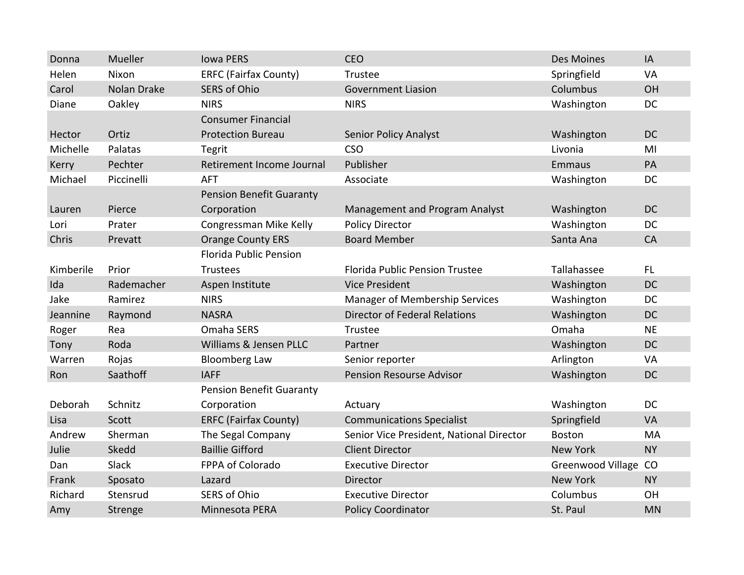| | | | | | |
|---|---|---|---|---|---|
| Donna | Mueller | Iowa PERS | CEO | Des Moines | IA |
| Helen | Nixon | ERFC (Fairfax County) | Trustee | Springfield | VA |
| Carol | Nolan Drake | SERS of Ohio | Government Liasion | Columbus | OH |
| Diane | Oakley | NIRS | NIRS | Washington | DC |
| Hector | Ortiz | Consumer Financial Protection Bureau | Senior Policy Analyst | Washington | DC |
| Michelle | Palatas | Tegrit | CSO | Livonia | MI |
| Kerry | Pechter | Retirement Income Journal | Publisher | Emmaus | PA |
| Michael | Piccinelli | AFT | Associate | Washington | DC |
| Lauren | Pierce | Pension Benefit Guaranty Corporation | Management and Program Analyst | Washington | DC |
| Lori | Prater | Congressman Mike Kelly | Policy Director | Washington | DC |
| Chris | Prevatt | Orange County ERS | Board Member | Santa Ana | CA |
| Kimberile | Prior | Florida Public Pension Trustees | Florida Public Pension Trustee | Tallahassee | FL |
| Ida | Rademacher | Aspen Institute | Vice President | Washington | DC |
| Jake | Ramirez | NIRS | Manager of Membership Services | Washington | DC |
| Jeannine | Raymond | NASRA | Director of Federal Relations | Washington | DC |
| Roger | Rea | Omaha SERS | Trustee | Omaha | NE |
| Tony | Roda | Williams & Jensen PLLC | Partner | Washington | DC |
| Warren | Rojas | Bloomberg Law | Senior reporter | Arlington | VA |
| Ron | Saathoff | IAFF | Pension Resourse Advisor | Washington | DC |
| Deborah | Schnitz | Pension Benefit Guaranty Corporation | Actuary | Washington | DC |
| Lisa | Scott | ERFC (Fairfax County) | Communications Specialist | Springfield | VA |
| Andrew | Sherman | The Segal Company | Senior Vice President, National Director | Boston | MA |
| Julie | Skedd | Baillie Gifford | Client Director | New York | NY |
| Dan | Slack | FPPA of Colorado | Executive Director | Greenwood Village | CO |
| Frank | Sposato | Lazard | Director | New York | NY |
| Richard | Stensrud | SERS of Ohio | Executive Director | Columbus | OH |
| Amy | Strenge | Minnesota PERA | Policy Coordinator | St. Paul | MN |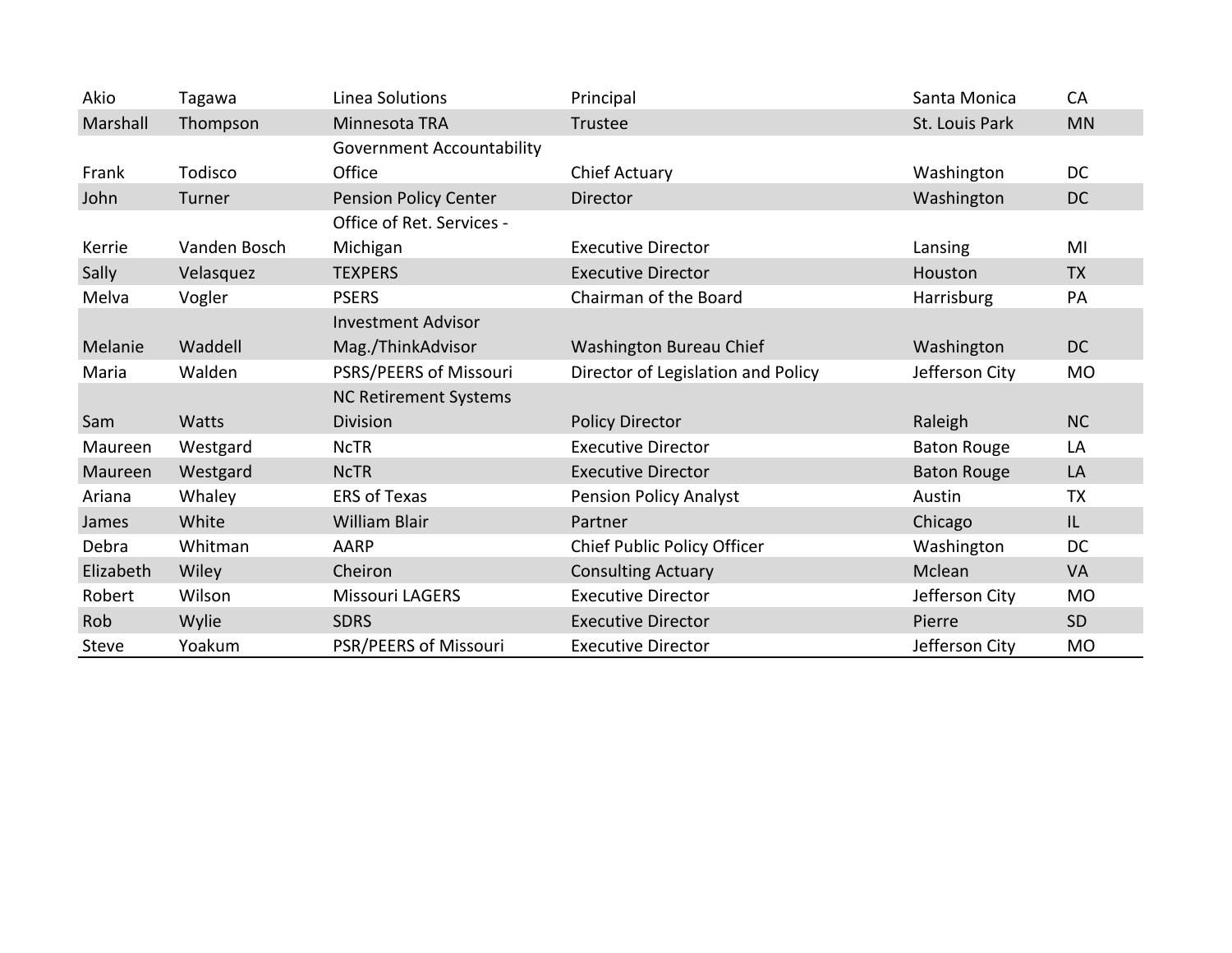| | | | | | |
|---|---|---|---|---|---|
| Akio | Tagawa | Linea Solutions | Principal | Santa Monica | CA |
| Marshall | Thompson | Minnesota TRA | Trustee | St. Louis Park | MN |
| Frank | Todisco | Government Accountability Office | Chief Actuary | Washington | DC |
| John | Turner | Pension Policy Center | Director | Washington | DC |
| Kerrie | Vanden Bosch | Office of Ret. Services - Michigan | Executive Director | Lansing | MI |
| Sally | Velasquez | TEXPERS | Executive Director | Houston | TX |
| Melva | Vogler | PSERS | Chairman of the Board | Harrisburg | PA |
| Melanie | Waddell | Investment Advisor Mag./ThinkAdvisor | Washington Bureau Chief | Washington | DC |
| Maria | Walden | PSRS/PEERS of Missouri | Director of Legislation and Policy | Jefferson City | MO |
| Sam | Watts | NC Retirement Systems Division | Policy Director | Raleigh | NC |
| Maureen | Westgard | NcTR | Executive Director | Baton Rouge | LA |
| Maureen | Westgard | NcTR | Executive Director | Baton Rouge | LA |
| Ariana | Whaley | ERS of Texas | Pension Policy Analyst | Austin | TX |
| James | White | William Blair | Partner | Chicago | IL |
| Debra | Whitman | AARP | Chief Public Policy Officer | Washington | DC |
| Elizabeth | Wiley | Cheiron | Consulting Actuary | Mclean | VA |
| Robert | Wilson | Missouri LAGERS | Executive Director | Jefferson City | MO |
| Rob | Wylie | SDRS | Executive Director | Pierre | SD |
| Steve | Yoakum | PSR/PEERS of Missouri | Executive Director | Jefferson City | MO |